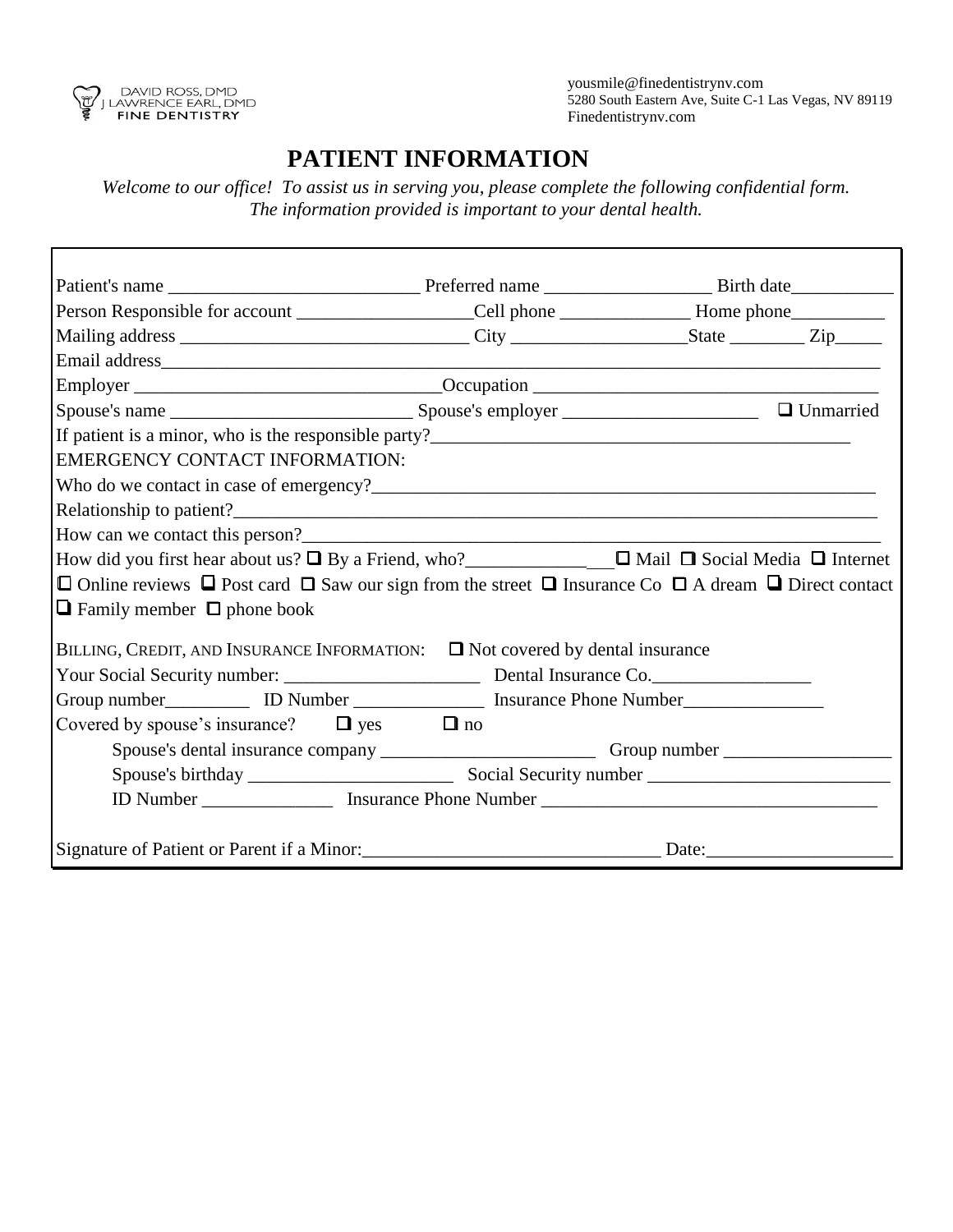DAVID ROSS, DMD
J LAWRENCE EARL, DMD
FINE DENTISTRY

yousmile@finedentistrynv.com
5280 South Eastern Ave, Suite C-1 Las Vegas, NV 89119
Finedentistrynv.com

# PATIENT INFORMATION

*Welcome to our office! To assist us in serving you, please complete the following confidential form. The information provided is important to your dental health.*

Patient's name ___________________________ Preferred name __________________ Birth date___________

Person Responsible for account ___________________Cell phone ______________ Home phone__________

Mailing address _______________________________ City ___________________State ________ Zip_____

Email address_____________________________________________________________________________

Employer _________________________________Occupation _____________________________________

Spouse's name __________________________ Spouse's employer _____________________ ☐ Unmarried

If patient is a minor, who is the responsible party?_____________________________________________

EMERGENCY CONTACT INFORMATION:

Who do we contact in case of emergency?_______________________________________________________

Relationship to patient?_____________________________________________________________________

How can we contact this person?______________________________________________________________

How did you first hear about us? ☐ By a Friend, who?________________ ☐ Mail ☐ Social Media ☐ Internet

☐ Online reviews ☐ Post card ☐ Saw our sign from the street ☐ Insurance Co ☐ A dream ☐ Direct contact

☐ Family member ☐ phone book

BILLING, CREDIT, AND INSURANCE INFORMATION: ☐ Not covered by dental insurance

Your Social Security number: _____________________ Dental Insurance Co._________________

Group number_________ ID Number ______________ Insurance Phone Number_______________

Covered by spouse's insurance? ☐ yes ☐ no

Spouse's dental insurance company _______________________ Group number __________________

Spouse's birthday ______________________ Social Security number __________________________

ID Number ______________ Insurance Phone Number ____________________________________

Signature of Patient or Parent if a Minor:________________________________ Date:____________________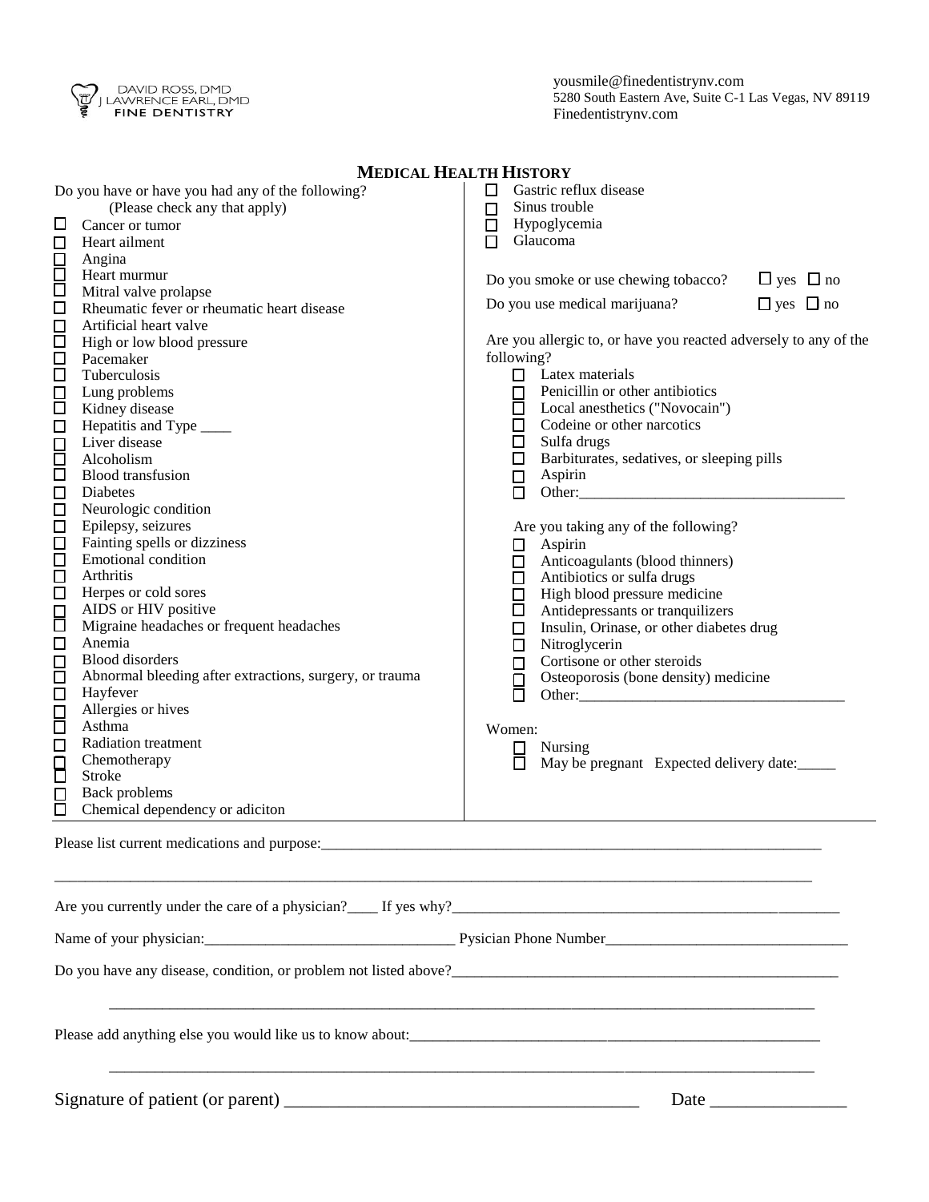DAVID ROSS, DMD
J LAWRENCE EARL, DMD
FINE DENTISTRY

yousmile@finedentistrynv.com
5280 South Eastern Ave, Suite C-1 Las Vegas, NV 89119
Finedentistrynv.com

## MEDICAL HEALTH HISTORY

Do you have or have you had any of the following?
(Please check any that apply)

- ☐ Cancer or tumor
- ☐ Heart ailment
- ☐ Angina
- ☐ Heart murmur
- ☐ Mitral valve prolapse
- ☐ Rheumatic fever or rheumatic heart disease
- ☐ Artificial heart valve
- ☐ High or low blood pressure
- ☐ Pacemaker
- ☐ Tuberculosis
- ☐ Lung problems
- ☐ Kidney disease
- ☐ Hepatitis and Type ____
- ☐ Liver disease
- ☐ Alcoholism
- ☐ Blood transfusion
- ☐ Diabetes
- ☐ Neurologic condition
- ☐ Epilepsy, seizures
- ☐ Fainting spells or dizziness
- ☐ Emotional condition
- ☐ Arthritis
- ☐ Herpes or cold sores
- ☐ AIDS or HIV positive
- ☐ Migraine headaches or frequent headaches
- ☐ Anemia
- ☐ Blood disorders
- ☐ Abnormal bleeding after extractions, surgery, or trauma
- ☐ Hayfever
- ☐ Allergies or hives
- ☐ Asthma
- ☐ Radiation treatment
- ☐ Chemotherapy
- ☐ Stroke
- ☐ Back problems
- ☐ Chemical dependency or adiciton
- ☐ Gastric reflux disease
- ☐ Sinus trouble
- ☐ Hypoglycemia
- ☐ Glaucoma

Do you smoke or use chewing tobacco? ☐ yes ☐ no

Do you use medical marijuana? ☐ yes ☐ no

Are you allergic to, or have you reacted adversely to any of the following?

- ☐ Latex materials
- ☐ Penicillin or other antibiotics
- ☐ Local anesthetics ("Novocain")
- ☐ Codeine or other narcotics
- ☐ Sulfa drugs
- ☐ Barbiturates, sedatives, or sleeping pills
- ☐ Aspirin
- ☐ Other:__________________________________

Are you taking any of the following?

- ☐ Aspirin
- ☐ Anticoagulants (blood thinners)
- ☐ Antibiotics or sulfa drugs
- ☐ High blood pressure medicine
- ☐ Antidepressants or tranquilizers
- ☐ Insulin, Orinase, or other diabetes drug
- ☐ Nitroglycerin
- ☐ Cortisone or other steroids
- ☐ Osteoporosis (bone density) medicine
- ☐ Other:__________________________________

Women:

- ☐ Nursing
- ☐ May be pregnant Expected delivery date:_____

Please list current medications and purpose:__________________________________________________________________

____________________________________________________________________________________________________

Are you currently under the care of a physician?____ If yes why?____________________________________________________

Name of your physician:_________________________________ Pysician Phone Number________________________________

Do you have any disease, condition, or problem not listed above?____________________________________________________

____________________________________________________________________________________________________

Please add anything else you would like us to know about:______________________________________________________

____________________________________________________________________________________________________

Signature of patient (or parent) _______________________________________ Date _______________